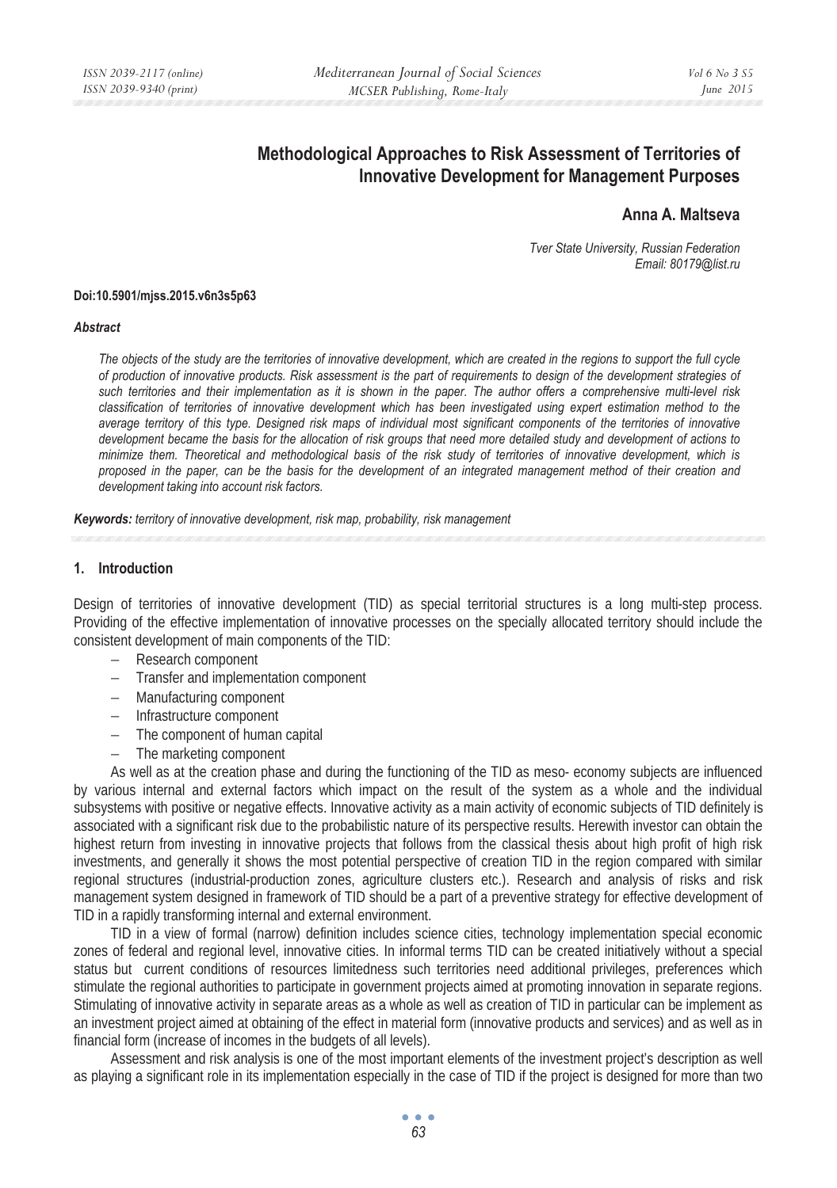# Methodological Approaches to Risk Assessment of Territories of Innovative Development for Management Purposes

**Anna A. Maltseva**

*Tver State University, Russian Federation*
*Email: 80179@list.ru*

**Doi:10.5901/mjss.2015.v6n3s5p63**

***Abstract***

*The objects of the study are the territories of innovative development, which are created in the regions to support the full cycle of production of innovative products. Risk assessment is the part of requirements to design of the development strategies of such territories and their implementation as it is shown in the paper. The author offers a comprehensive multi-level risk classification of territories of innovative development which has been investigated using expert estimation method to the average territory of this type. Designed risk maps of individual most significant components of the territories of innovative development became the basis for the allocation of risk groups that need more detailed study and development of actions to minimize them. Theoretical and methodological basis of the risk study of territories of innovative development, which is proposed in the paper, can be the basis for the development of an integrated management method of their creation and development taking into account risk factors.*

***Keywords:*** *territory of innovative development, risk map, probability, risk management*

## 1. Introduction

Design of territories of innovative development (TID) as special territorial structures is a long multi-step process. Providing of the effective implementation of innovative processes on the specially allocated territory should include the consistent development of main components of the TID:

- Research component
- Transfer and implementation component
- Manufacturing component
- Infrastructure component
- The component of human capital
- The marketing component

As well as at the creation phase and during the functioning of the TID as meso- economy subjects are influenced by various internal and external factors which impact on the result of the system as a whole and the individual subsystems with positive or negative effects. Innovative activity as a main activity of economic subjects of TID definitely is associated with a significant risk due to the probabilistic nature of its perspective results. Herewith investor can obtain the highest return from investing in innovative projects that follows from the classical thesis about high profit of high risk investments, and generally it shows the most potential perspective of creation TID in the region compared with similar regional structures (industrial-production zones, agriculture clusters etc.). Research and analysis of risks and risk management system designed in framework of TID should be a part of a preventive strategy for effective development of TID in a rapidly transforming internal and external environment.

TID in a view of formal (narrow) definition includes science cities, technology implementation special economic zones of federal and regional level, innovative cities. In informal terms TID can be created initiatively without a special status but current conditions of resources limitedness such territories need additional privileges, preferences which stimulate the regional authorities to participate in government projects aimed at promoting innovation in separate regions. Stimulating of innovative activity in separate areas as a whole as well as creation of TID in particular can be implement as an investment project aimed at obtaining of the effect in material form (innovative products and services) and as well as in financial form (increase of incomes in the budgets of all levels).

Assessment and risk analysis is one of the most important elements of the investment project's description as well as playing a significant role in its implementation especially in the case of TID if the project is designed for more than two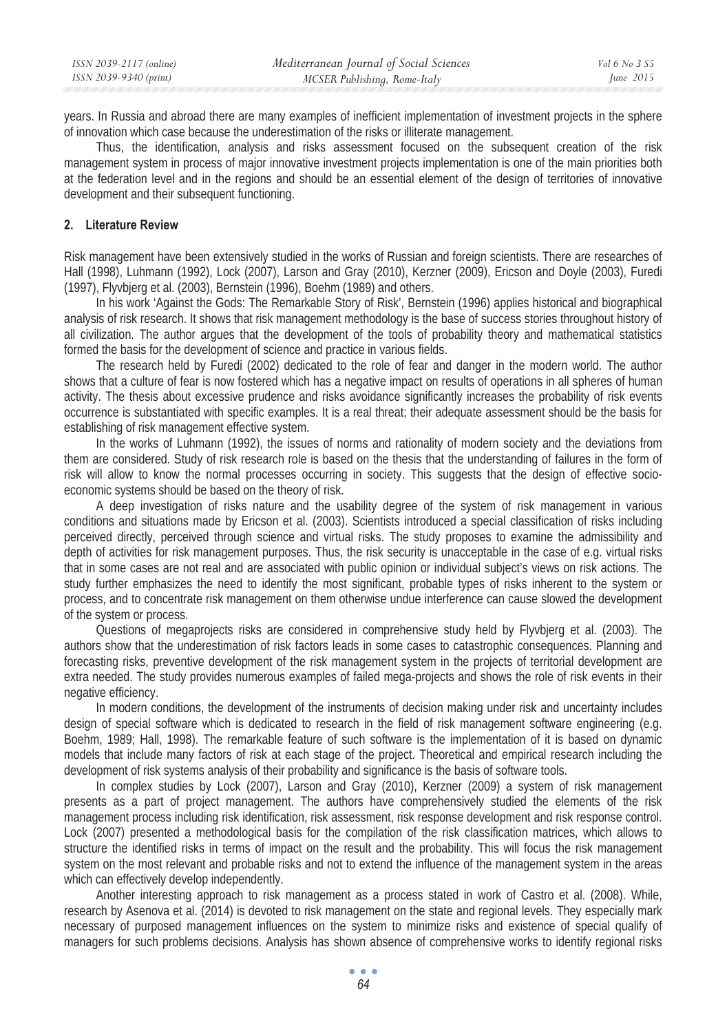years. In Russia and abroad there are many examples of inefficient implementation of investment projects in the sphere of innovation which case because the underestimation of the risks or illiterate management.

Thus, the identification, analysis and risks assessment focused on the subsequent creation of the risk management system in process of major innovative investment projects implementation is one of the main priorities both at the federation level and in the regions and should be an essential element of the design of territories of innovative development and their subsequent functioning.

## 2. Literature Review

Risk management have been extensively studied in the works of Russian and foreign scientists. There are researches of Hall (1998), Luhmann (1992), Lock (2007), Larson and Gray (2010), Kerzner (2009), Ericson and Doyle (2003), Furedi (1997), Flyvbjerg et al. (2003), Bernstein (1996), Boehm (1989) and others.

In his work 'Against the Gods: The Remarkable Story of Risk', Bernstein (1996) applies historical and biographical analysis of risk research. It shows that risk management methodology is the base of success stories throughout history of all civilization. The author argues that the development of the tools of probability theory and mathematical statistics formed the basis for the development of science and practice in various fields.

The research held by Furedi (2002) dedicated to the role of fear and danger in the modern world. The author shows that a culture of fear is now fostered which has a negative impact on results of operations in all spheres of human activity. The thesis about excessive prudence and risks avoidance significantly increases the probability of risk events occurrence is substantiated with specific examples. It is a real threat; their adequate assessment should be the basis for establishing of risk management effective system.

In the works of Luhmann (1992), the issues of norms and rationality of modern society and the deviations from them are considered. Study of risk research role is based on the thesis that the understanding of failures in the form of risk will allow to know the normal processes occurring in society. This suggests that the design of effective socio-economic systems should be based on the theory of risk.

A deep investigation of risks nature and the usability degree of the system of risk management in various conditions and situations made by Ericson et al. (2003). Scientists introduced a special classification of risks including perceived directly, perceived through science and virtual risks. The study proposes to examine the admissibility and depth of activities for risk management purposes. Thus, the risk security is unacceptable in the case of e.g. virtual risks that in some cases are not real and are associated with public opinion or individual subject's views on risk actions. The study further emphasizes the need to identify the most significant, probable types of risks inherent to the system or process, and to concentrate risk management on them otherwise undue interference can cause slowed the development of the system or process.

Questions of megaprojects risks are considered in comprehensive study held by Flyvbjerg et al. (2003). The authors show that the underestimation of risk factors leads in some cases to catastrophic consequences. Planning and forecasting risks, preventive development of the risk management system in the projects of territorial development are extra needed. The study provides numerous examples of failed mega-projects and shows the role of risk events in their negative efficiency.

In modern conditions, the development of the instruments of decision making under risk and uncertainty includes design of special software which is dedicated to research in the field of risk management software engineering (e.g. Boehm, 1989; Hall, 1998). The remarkable feature of such software is the implementation of it is based on dynamic models that include many factors of risk at each stage of the project. Theoretical and empirical research including the development of risk systems analysis of their probability and significance is the basis of software tools.

In complex studies by Lock (2007), Larson and Gray (2010), Kerzner (2009) a system of risk management presents as a part of project management. The authors have comprehensively studied the elements of the risk management process including risk identification, risk assessment, risk response development and risk response control. Lock (2007) presented a methodological basis for the compilation of the risk classification matrices, which allows to structure the identified risks in terms of impact on the result and the probability. This will focus the risk management system on the most relevant and probable risks and not to extend the influence of the management system in the areas which can effectively develop independently.

Another interesting approach to risk management as a process stated in work of Castro et al. (2008). While, research by Asenova et al. (2014) is devoted to risk management on the state and regional levels. They especially mark necessary of purposed management influences on the system to minimize risks and existence of special qualify of managers for such problems decisions. Analysis has shown absence of comprehensive works to identify regional risks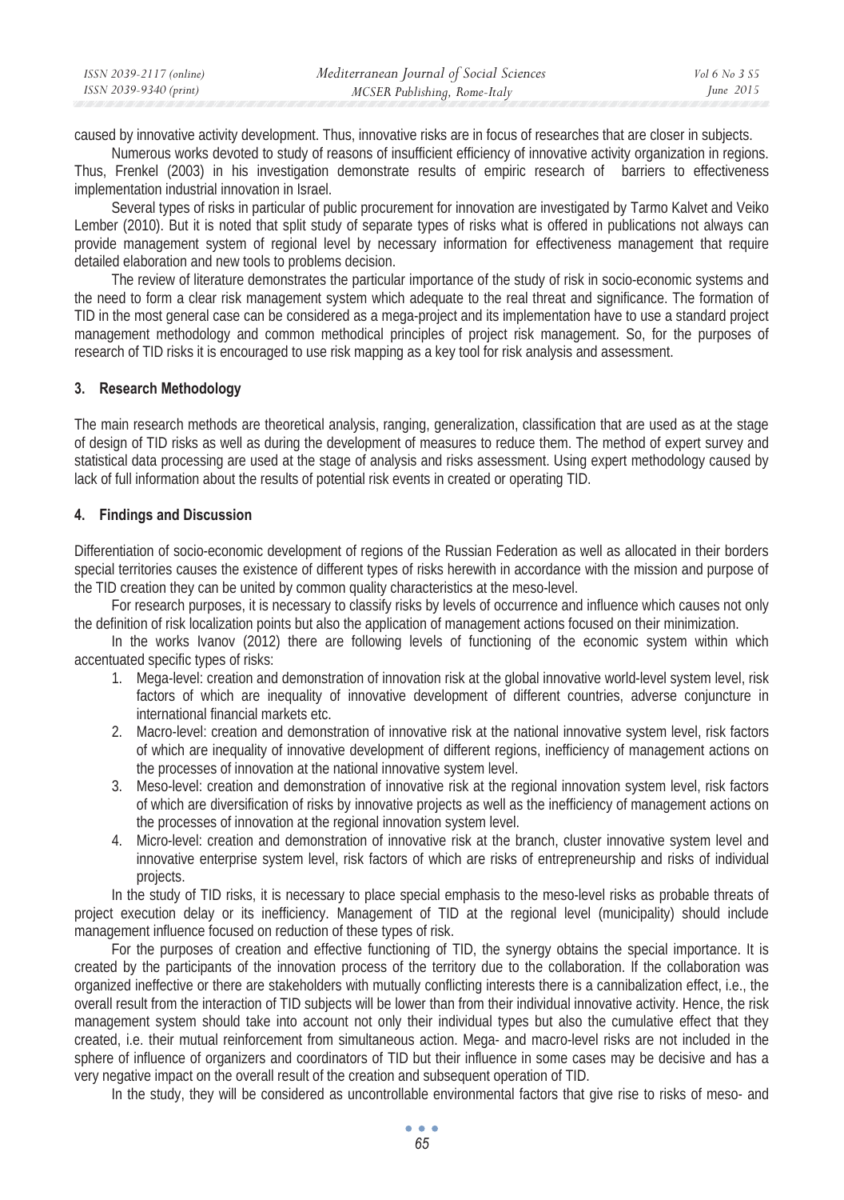caused by innovative activity development. Thus, innovative risks are in focus of researches that are closer in subjects.

Numerous works devoted to study of reasons of insufficient efficiency of innovative activity organization in regions. Thus, Frenkel (2003) in his investigation demonstrate results of empiric research of barriers to effectiveness implementation industrial innovation in Israel.

Several types of risks in particular of public procurement for innovation are investigated by Tarmo Kalvet and Veiko Lember (2010). But it is noted that split study of separate types of risks what is offered in publications not always can provide management system of regional level by necessary information for effectiveness management that require detailed elaboration and new tools to problems decision.

The review of literature demonstrates the particular importance of the study of risk in socio-economic systems and the need to form a clear risk management system which adequate to the real threat and significance. The formation of TID in the most general case can be considered as a mega-project and its implementation have to use a standard project management methodology and common methodical principles of project risk management. So, for the purposes of research of TID risks it is encouraged to use risk mapping as a key tool for risk analysis and assessment.

## 3. Research Methodology

The main research methods are theoretical analysis, ranging, generalization, classification that are used as at the stage of design of TID risks as well as during the development of measures to reduce them. The method of expert survey and statistical data processing are used at the stage of analysis and risks assessment. Using expert methodology caused by lack of full information about the results of potential risk events in created or operating TID.

## 4. Findings and Discussion

Differentiation of socio-economic development of regions of the Russian Federation as well as allocated in their borders special territories causes the existence of different types of risks herewith in accordance with the mission and purpose of the TID creation they can be united by common quality characteristics at the meso-level.

For research purposes, it is necessary to classify risks by levels of occurrence and influence which causes not only the definition of risk localization points but also the application of management actions focused on their minimization.

In the works Ivanov (2012) there are following levels of functioning of the economic system within which accentuated specific types of risks:

1. Mega-level: creation and demonstration of innovation risk at the global innovative world-level system level, risk factors of which are inequality of innovative development of different countries, adverse conjuncture in international financial markets etc.
2. Macro-level: creation and demonstration of innovative risk at the national innovative system level, risk factors of which are inequality of innovative development of different regions, inefficiency of management actions on the processes of innovation at the national innovative system level.
3. Meso-level: creation and demonstration of innovative risk at the regional innovation system level, risk factors of which are diversification of risks by innovative projects as well as the inefficiency of management actions on the processes of innovation at the regional innovation system level.
4. Micro-level: creation and demonstration of innovative risk at the branch, cluster innovative system level and innovative enterprise system level, risk factors of which are risks of entrepreneurship and risks of individual projects.

In the study of TID risks, it is necessary to place special emphasis to the meso-level risks as probable threats of project execution delay or its inefficiency. Management of TID at the regional level (municipality) should include management influence focused on reduction of these types of risk.

For the purposes of creation and effective functioning of TID, the synergy obtains the special importance. It is created by the participants of the innovation process of the territory due to the collaboration. If the collaboration was organized ineffective or there are stakeholders with mutually conflicting interests there is a cannibalization effect, i.e., the overall result from the interaction of TID subjects will be lower than from their individual innovative activity. Hence, the risk management system should take into account not only their individual types but also the cumulative effect that they created, i.e. their mutual reinforcement from simultaneous action. Mega- and macro-level risks are not included in the sphere of influence of organizers and coordinators of TID but their influence in some cases may be decisive and has a very negative impact on the overall result of the creation and subsequent operation of TID.

In the study, they will be considered as uncontrollable environmental factors that give rise to risks of meso- and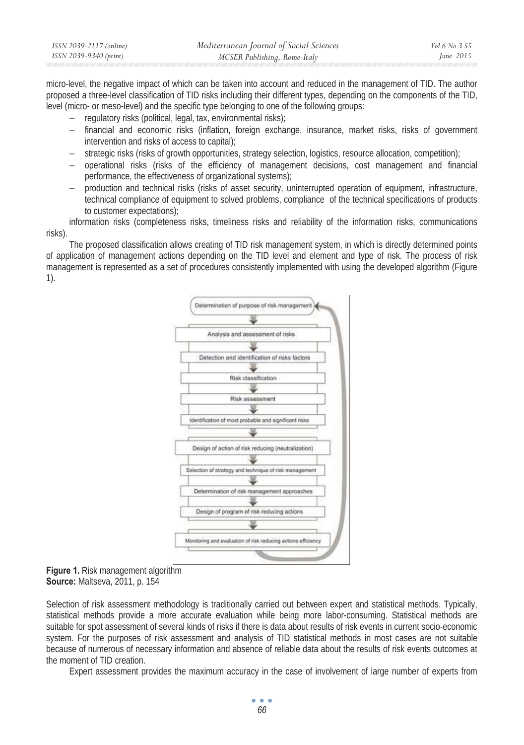micro-level, the negative impact of which can be taken into account and reduced in the management of TID. The author proposed a three-level classification of TID risks including their different types, depending on the components of the TID, level (micro- or meso-level) and the specific type belonging to one of the following groups:

- regulatory risks (political, legal, tax, environmental risks);
- financial and economic risks (inflation, foreign exchange, insurance, market risks, risks of government intervention and risks of access to capital);
- strategic risks (risks of growth opportunities, strategy selection, logistics, resource allocation, competition);
- operational risks (risks of the efficiency of management decisions, cost management and financial performance, the effectiveness of organizational systems);
- production and technical risks (risks of asset security, uninterrupted operation of equipment, infrastructure, technical compliance of equipment to solved problems, compliance of the technical specifications of products to customer expectations);

information risks (completeness risks, timeliness risks and reliability of the information risks, communications risks).

The proposed classification allows creating of TID risk management system, in which is directly determined points of application of management actions depending on the TID level and element and type of risk. The process of risk management is represented as a set of procedures consistently implemented with using the developed algorithm (Figure 1).

1. Determination of purpose of risk management
2. Analysis and assessment of risks
3. Detection and identification of risks factors
4. Risk classification
5. Risk assessment
6. Identification of most probable and significant risks
7. Design of action of risk reducing (neutralization)
8. Selection of strategy and technique of risk management
9. Determination of risk management approaches
10. Design of program of risk reducing actions
11. Monitoring and evaluation of risk reducing actions efficiency

**Figure 1.** Risk management algorithm
**Source:** Maltseva, 2011, p. 154

Selection of risk assessment methodology is traditionally carried out between expert and statistical methods. Typically, statistical methods provide a more accurate evaluation while being more labor-consuming. Statistical methods are suitable for spot assessment of several kinds of risks if there is data about results of risk events in current socio-economic system. For the purposes of risk assessment and analysis of TID statistical methods in most cases are not suitable because of numerous of necessary information and absence of reliable data about the results of risk events outcomes at the moment of TID creation.

Expert assessment provides the maximum accuracy in the case of involvement of large number of experts from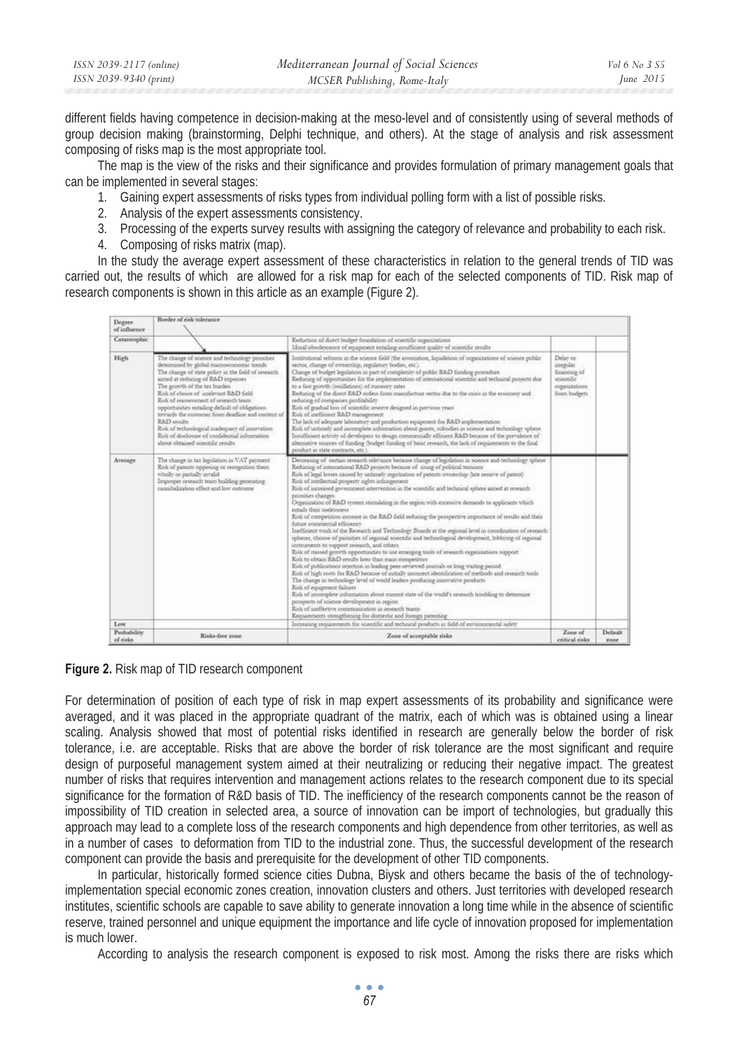different fields having competence in decision-making at the meso-level and of consistently using of several methods of group decision making (brainstorming, Delphi technique, and others). At the stage of analysis and risk assessment composing of risks map is the most appropriate tool.

The map is the view of the risks and their significance and provides formulation of primary management goals that can be implemented in several stages:

1. Gaining expert assessments of risks types from individual polling form with a list of possible risks.
2. Analysis of the expert assessments consistency.
3. Processing of the experts survey results with assigning the category of relevance and probability to each risk.
4. Composing of risks matrix (map).

In the study the average expert assessment of these characteristics in relation to the general trends of TID was carried out, the results of which are allowed for a risk map for each of the selected components of TID. Risk map of research components is shown in this article as an example (Figure 2).

| Degree of influence | Border of risk tolerance | | | |
|---|---|---|---|---|
| Catastrophic | | Reduction of direct budget foundation of scientific organizations<br>Moral obsolescence of equipment entailing insufficient quality of scientific results | | |
| High | The change of science and technology priorities determined by global macroeconomic trends<br>The change of state policy in the field of research aimed at reducing of R&D expenses<br>The growth of the tax burden<br>Risk of choice of irrelevant R&D field<br>Risk of reassessment of research team opportunities entailing default of obligations towards the customer from deadline and content of R&D results<br>Risk of technological inadequacy of innovation<br>Risk of disclosure of confidential information about obtained scientific results | Institutional reforms in the science field (the association, liquidation of organizations of science public sector, change of ownership, regulatory bodies, etc.)<br>Change of budget legislation in part of complexity of public R&D funding procedure<br>Reducing of opportunities for the implementation of international scientific and technical projects due to a fast growth (oscillation) of currency rates<br>Reducing of the direct R&D orders from manufacture sector due to the crisis in the economy and reducing of companies profitability<br>Risk of gradual loss of scientific reserve designed in previous years<br>Risk of inefficient R&D management<br>The lack of adequate laboratory and production equipment for R&D implementation<br>Risk of untimely and incomplete information about grants, subsidies in science and technology sphere<br>Insufficient activity of developers to design commercially efficient R&D because of the prevalence of alternative sources of funding (budget funding of basic research, the lack of requirements to the final product in state contracts, etc.) | Delay or irregular financing of scientific organizations from budgets | |
| Average | The change in tax legislation in VAT payment<br>Risk of patents opposing or recognition them wholly or partially invalid<br>Improper research team building generating cannibalization effect and low outcome | Decreasing of certain research relevance because change of legislation in science and technology sphere<br>Reducing of international R&D projects because of rising of political tensions<br>Risk of legal losses caused by untimely registration of patents ownership (late receive of patent)<br>Risk of intellectual property rights infringement<br>Risk of increased government intervention in the scientific and technical sphere aimed at research priorities changes<br>Organization of R&D system stimulating in the region with excessive demands to applicants which entails their uselessness<br>Risk of competition increase in the R&D field reducing the prospective importance of results and their future commercial efficiency<br>Inefficient work of the Research and Technology Boards at the regional level in coordination of research spheres, choose of priorities of regional scientific and technological development, lobbying of regional instruments to support research, and others.<br>Risk of missed growth opportunities to use emerging tools of research organizations support<br>Risk to obtain R&D results later than main competitors<br>Risk of publications rejection in leading peer-reviewed journals or long waiting period<br>Risk of high costs for R&D because of initially incorrect identification of methods and research tools<br>The change in technology level of world leaders producing innovative products<br>Risk of equipment failures<br>Risk of incomplete information about current state of the world's research troubling to determine prospects of science development in region<br>Risk of ineffective communication in research teams<br>Requirements strengthening for domestic and foreign patenting | | |
| Low | | Increasing requirements for scientific and technical products in field of environmental safety | | |
| Probability of risks | Risks-free zone | Zone of acceptable risks | Zone of critical risks | Default zone |

**Figure 2.** Risk map of TID research component

For determination of position of each type of risk in map expert assessments of its probability and significance were averaged, and it was placed in the appropriate quadrant of the matrix, each of which was is obtained using a linear scaling. Analysis showed that most of potential risks identified in research are generally below the border of risk tolerance, i.e. are acceptable. Risks that are above the border of risk tolerance are the most significant and require design of purposeful management system aimed at their neutralizing or reducing their negative impact. The greatest number of risks that requires intervention and management actions relates to the research component due to its special significance for the formation of R&D basis of TID. The inefficiency of the research components cannot be the reason of impossibility of TID creation in selected area, a source of innovation can be import of technologies, but gradually this approach may lead to a complete loss of the research components and high dependence from other territories, as well as in a number of cases to deformation from TID to the industrial zone. Thus, the successful development of the research component can provide the basis and prerequisite for the development of other TID components.

In particular, historically formed science cities Dubna, Biysk and others became the basis of the of technology-implementation special economic zones creation, innovation clusters and others. Just territories with developed research institutes, scientific schools are capable to save ability to generate innovation a long time while in the absence of scientific reserve, trained personnel and unique equipment the importance and life cycle of innovation proposed for implementation is much lower.

According to analysis the research component is exposed to risk most. Among the risks there are risks which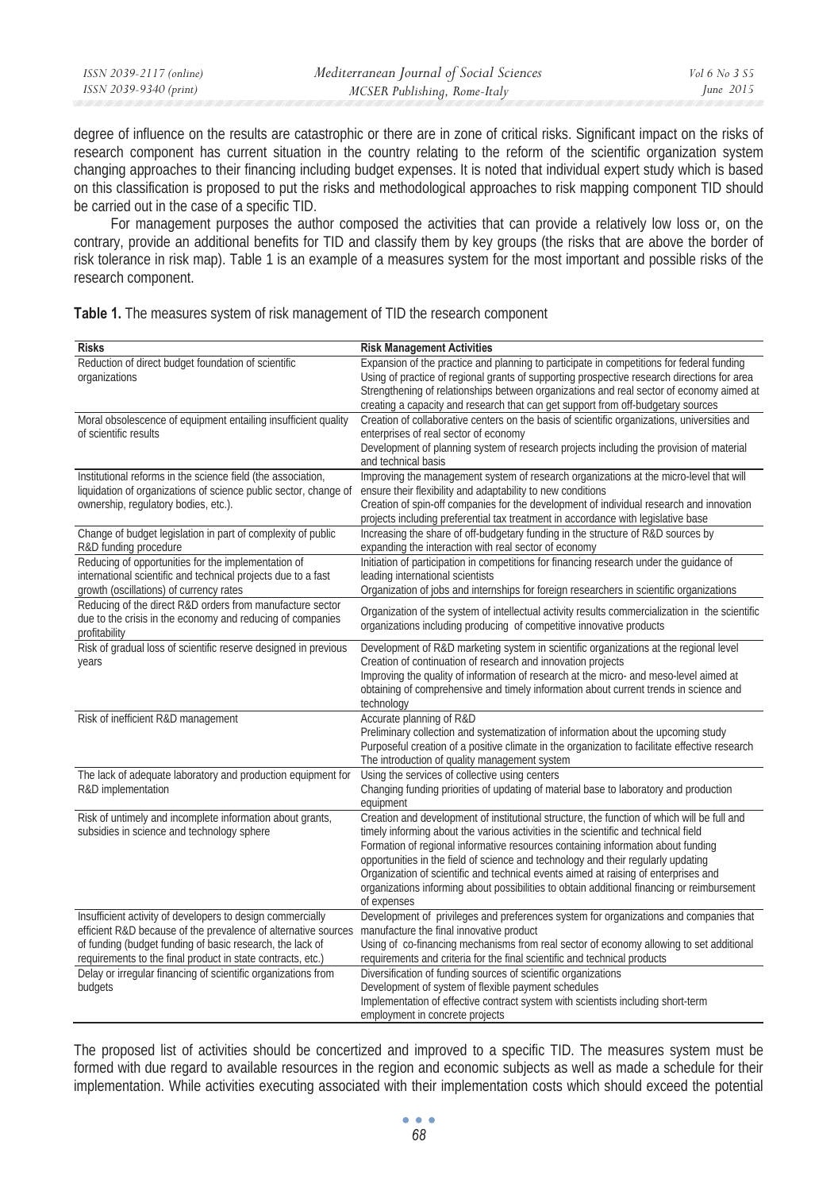degree of influence on the results are catastrophic or there are in zone of critical risks. Significant impact on the risks of research component has current situation in the country relating to the reform of the scientific organization system changing approaches to their financing including budget expenses. It is noted that individual expert study which is based on this classification is proposed to put the risks and methodological approaches to risk mapping component TID should be carried out in the case of a specific TID.

For management purposes the author composed the activities that can provide a relatively low loss or, on the contrary, provide an additional benefits for TID and classify them by key groups (the risks that are above the border of risk tolerance in risk map). Table 1 is an example of a measures system for the most important and possible risks of the research component.

**Table 1.** The measures system of risk management of TID the research component

| Risks | Risk Management Activities |
|---|---|
| Reduction of direct budget foundation of scientific organizations | Expansion of the practice and planning to participate in competitions for federal funding<br>Using of practice of regional grants of supporting prospective research directions for area<br>Strengthening of relationships between organizations and real sector of economy aimed at creating a capacity and research that can get support from off-budgetary sources |
| Moral obsolescence of equipment entailing insufficient quality of scientific results | Creation of collaborative centers on the basis of scientific organizations, universities and enterprises of real sector of economy<br>Development of planning system of research projects including the provision of material and technical basis |
| Institutional reforms in the science field (the association, liquidation of organizations of science public sector, change of ownership, regulatory bodies, etc.). | Improving the management system of research organizations at the micro-level that will ensure their flexibility and adaptability to new conditions<br>Creation of spin-off companies for the development of individual research and innovation projects including preferential tax treatment in accordance with legislative base |
| Change of budget legislation in part of complexity of public R&D funding procedure | Increasing the share of off-budgetary funding in the structure of R&D sources by expanding the interaction with real sector of economy |
| Reducing of opportunities for the implementation of international scientific and technical projects due to a fast growth (oscillations) of currency rates | Initiation of participation in competitions for financing research under the guidance of leading international scientists<br>Organization of jobs and internships for foreign researchers in scientific organizations |
| Reducing of the direct R&D orders from manufacture sector due to the crisis in the economy and reducing of companies profitability | Organization of the system of intellectual activity results commercialization in the scientific organizations including producing of competitive innovative products |
| Risk of gradual loss of scientific reserve designed in previous years | Development of R&D marketing system in scientific organizations at the regional level<br>Creation of continuation of research and innovation projects<br>Improving the quality of information of research at the micro- and meso-level aimed at obtaining of comprehensive and timely information about current trends in science and technology |
| Risk of inefficient R&D management | Accurate planning of R&D<br>Preliminary collection and systematization of information about the upcoming study<br>Purposeful creation of a positive climate in the organization to facilitate effective research<br>The introduction of quality management system |
| The lack of adequate laboratory and production equipment for R&D implementation | Using the services of collective using centers<br>Changing funding priorities of updating of material base to laboratory and production equipment |
| Risk of untimely and incomplete information about grants, subsidies in science and technology sphere | Creation and development of institutional structure, the function of which will be full and timely informing about the various activities in the scientific and technical field<br>Formation of regional informative resources containing information about funding opportunities in the field of science and technology and their regularly updating<br>Organization of scientific and technical events aimed at raising of enterprises and organizations informing about possibilities to obtain additional financing or reimbursement of expenses |
| Insufficient activity of developers to design commercially efficient R&D because of the prevalence of alternative sources of funding (budget funding of basic research, the lack of requirements to the final product in state contracts, etc.) | Development of privileges and preferences system for organizations and companies that manufacture the final innovative product<br>Using of co-financing mechanisms from real sector of economy allowing to set additional requirements and criteria for the final scientific and technical products |
| Delay or irregular financing of scientific organizations from budgets | Diversification of funding sources of scientific organizations<br>Development of system of flexible payment schedules<br>Implementation of effective contract system with scientists including short-term employment in concrete projects |

The proposed list of activities should be concertized and improved to a specific TID. The measures system must be formed with due regard to available resources in the region and economic subjects as well as made a schedule for their implementation. While activities executing associated with their implementation costs which should exceed the potential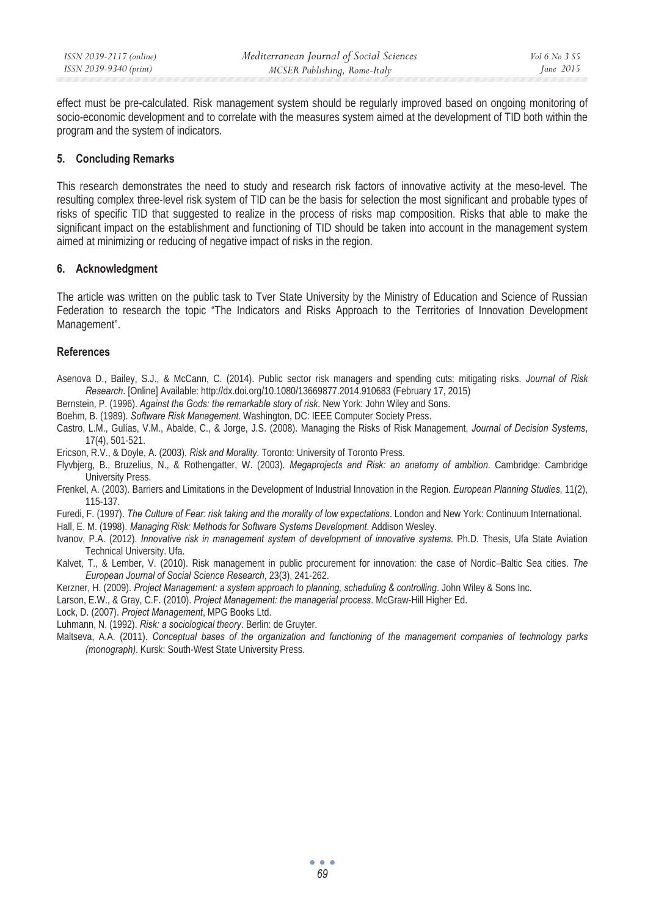effect must be pre-calculated. Risk management system should be regularly improved based on ongoing monitoring of socio-economic development and to correlate with the measures system aimed at the development of TID both within the program and the system of indicators.

## 5. Concluding Remarks

This research demonstrates the need to study and research risk factors of innovative activity at the meso-level. The resulting complex three-level risk system of TID can be the basis for selection the most significant and probable types of risks of specific TID that suggested to realize in the process of risks map composition. Risks that able to make the significant impact on the establishment and functioning of TID should be taken into account in the management system aimed at minimizing or reducing of negative impact of risks in the region.

## 6. Acknowledgment

The article was written on the public task to Tver State University by the Ministry of Education and Science of Russian Federation to research the topic "The Indicators and Risks Approach to the Territories of Innovation Development Management".

## References

Asenova D., Bailey, S.J., & McCann, C. (2014). Public sector risk managers and spending cuts: mitigating risks. *Journal of Risk Research*. [Online] Available: http://dx.doi.org/10.1080/13669877.2014.910683 (February 17, 2015)

Bernstein, P. (1996). *Against the Gods: the remarkable story of risk*. New York: John Wiley and Sons.

Boehm, B. (1989). *Software Risk Management*. Washington, DC: IEEE Computer Society Press.

Castro, L.M., Gulías, V.M., Abalde, C., & Jorge, J.S. (2008). Managing the Risks of Risk Management, *Journal of Decision Systems*, 17(4), 501-521.

Ericson, R.V., & Doyle, A. (2003). *Risk and Morality*. Toronto: University of Toronto Press.

Flyvbjerg, B., Bruzelius, N., & Rothengatter, W. (2003). *Megaprojects and Risk: an anatomy of ambition*. Cambridge: Cambridge University Press.

Frenkel, A. (2003). Barriers and Limitations in the Development of Industrial Innovation in the Region. *European Planning Studies*, 11(2), 115-137.

Furedi, F. (1997). *The Culture of Fear: risk taking and the morality of low expectations*. London and New York: Continuum International.

Hall, E. M. (1998). *Managing Risk: Methods for Software Systems Development*. Addison Wesley.

Ivanov, P.A. (2012). *Innovative risk in management system of development of innovative systems*. Ph.D. Thesis, Ufa State Aviation Technical University. Ufa.

Kalvet, T., & Lember, V. (2010). Risk management in public procurement for innovation: the case of Nordic–Baltic Sea cities. *The European Journal of Social Science Research*, 23(3), 241-262.

Kerzner, H. (2009). *Project Management: a system approach to planning, scheduling & controlling*. John Wiley & Sons Inc.

Larson, E.W., & Gray, C.F. (2010). *Project Management: the managerial process*. McGraw-Hill Higher Ed.

Lock, D. (2007). *Project Management*, MPG Books Ltd.

Luhmann, N. (1992). *Risk: a sociological theory*. Berlin: de Gruyter.

Maltseva, A.A. (2011). *Conceptual bases of the organization and functioning of the management companies of technology parks (monograph)*. Kursk: South-West State University Press.